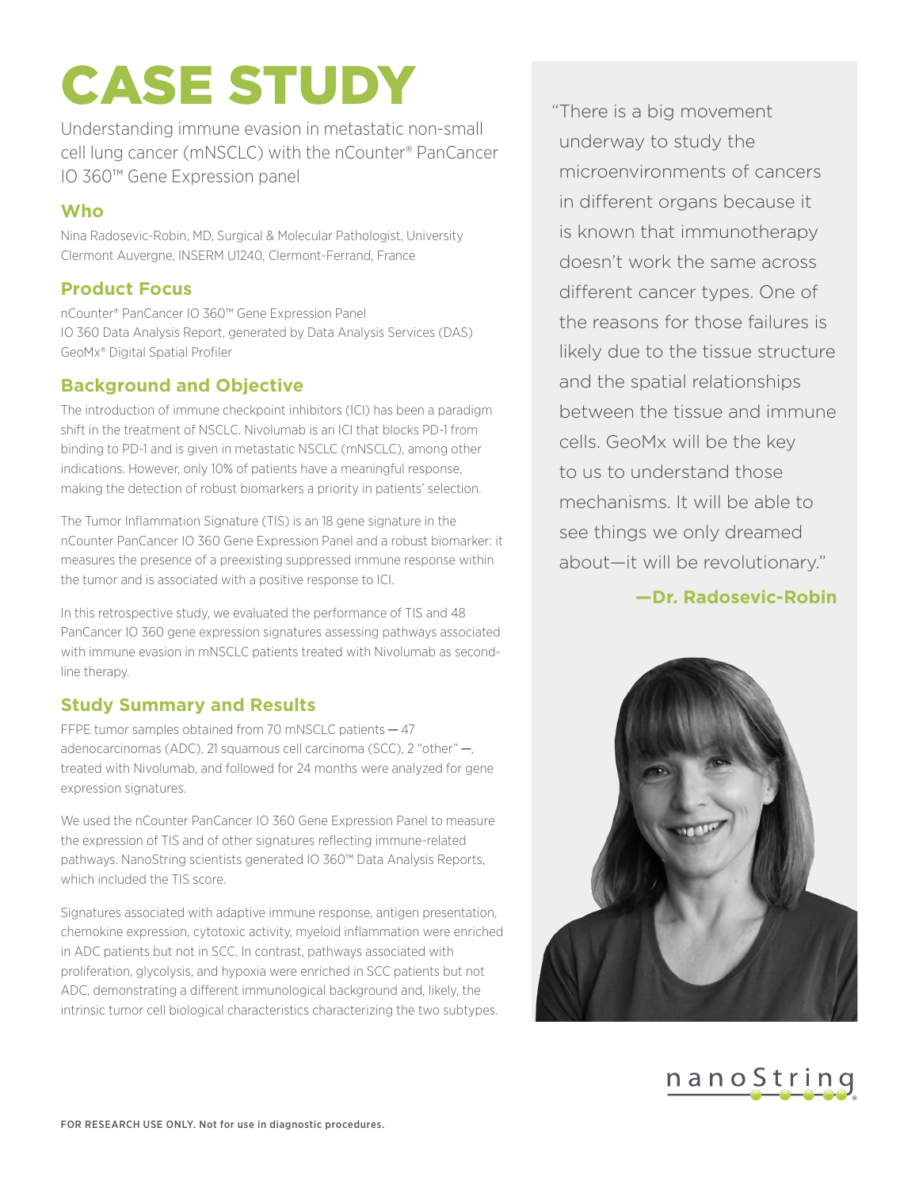# CASE STUDY

Understanding immune evasion in metastatic non-small cell lung cancer (mNSCLC) with the nCounter® PanCancer IO 360™ Gene Expression panel

## Who

Nina Radosevic-Robin, MD, Surgical & Molecular Pathologist, University Clermont Auvergne, INSERM U1240, Clermont-Ferrand, France

## Product Focus

nCounter® PanCancer IO 360™ Gene Expression Panel
IO 360 Data Analysis Report, generated by Data Analysis Services (DAS)
GeoMx® Digital Spatial Profiler

## Background and Objective

The introduction of immune checkpoint inhibitors (ICI) has been a paradigm shift in the treatment of NSCLC. Nivolumab is an ICI that blocks PD-1 from binding to PD-1 and is given in metastatic NSCLC (mNSCLC), among other indications. However, only 10% of patients have a meaningful response, making the detection of robust biomarkers a priority in patients' selection.

The Tumor Inflammation Signature (TIS) is an 18 gene signature in the nCounter PanCancer IO 360 Gene Expression Panel and a robust biomarker: it measures the presence of a preexisting suppressed immune response within the tumor and is associated with a positive response to ICI.

In this retrospective study, we evaluated the performance of TIS and 48 PanCancer IO 360 gene expression signatures assessing pathways associated with immune evasion in mNSCLC patients treated with Nivolumab as second-line therapy.

## Study Summary and Results

FFPE tumor samples obtained from 70 mNSCLC patients — 47 adenocarcinomas (ADC), 21 squamous cell carcinoma (SCC), 2 "other" —, treated with Nivolumab, and followed for 24 months were analyzed for gene expression signatures.

We used the nCounter PanCancer IO 360 Gene Expression Panel to measure the expression of TIS and of other signatures reflecting immune-related pathways. NanoString scientists generated IO 360™ Data Analysis Reports, which included the TIS score.

Signatures associated with adaptive immune response, antigen presentation, chemokine expression, cytotoxic activity, myeloid inflammation were enriched in ADC patients but not in SCC. In contrast, pathways associated with proliferation, glycolysis, and hypoxia were enriched in SCC patients but not ADC, demonstrating a different immunological background and, likely, the intrinsic tumor cell biological characteristics characterizing the two subtypes.

> "There is a big movement underway to study the microenvironments of cancers in different organs because it is known that immunotherapy doesn't work the same across different cancer types. One of the reasons for those failures is likely due to the tissue structure and the spatial relationships between the tissue and immune cells. GeoMx will be the key to us to understand those mechanisms. It will be able to see things we only dreamed about—it will be revolutionary."
>
> **—Dr. Radosevic-Robin**

FOR RESEARCH USE ONLY. Not for use in diagnostic procedures.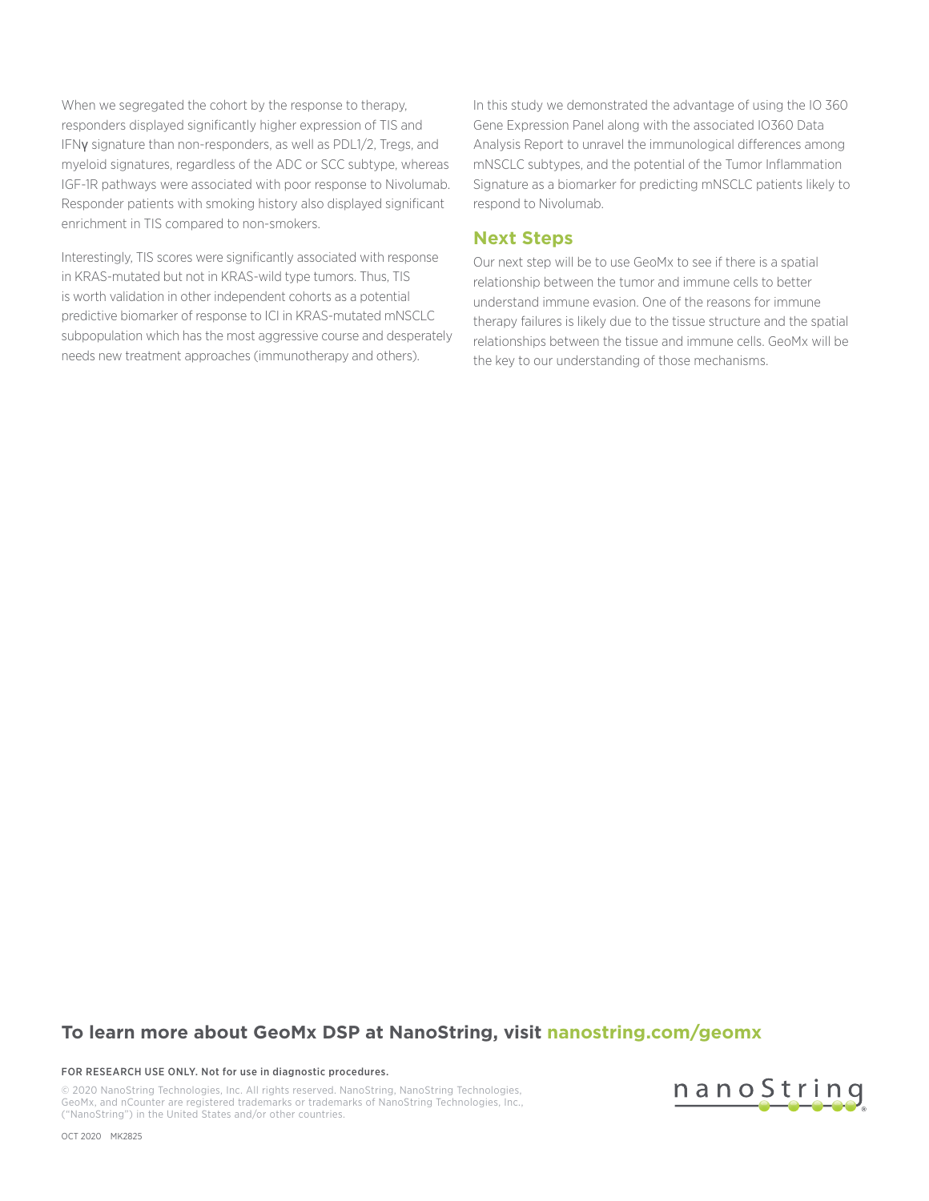When we segregated the cohort by the response to therapy, responders displayed significantly higher expression of TIS and IFNγ signature than non-responders, as well as PDL1/2, Tregs, and myeloid signatures, regardless of the ADC or SCC subtype, whereas IGF-1R pathways were associated with poor response to Nivolumab. Responder patients with smoking history also displayed significant enrichment in TIS compared to non-smokers.

Interestingly, TIS scores were significantly associated with response in KRAS-mutated but not in KRAS-wild type tumors. Thus, TIS is worth validation in other independent cohorts as a potential predictive biomarker of response to ICI in KRAS-mutated mNSCLC subpopulation which has the most aggressive course and desperately needs new treatment approaches (immunotherapy and others).

In this study we demonstrated the advantage of using the IO 360 Gene Expression Panel along with the associated IO360 Data Analysis Report to unravel the immunological differences among mNSCLC subtypes, and the potential of the Tumor Inflammation Signature as a biomarker for predicting mNSCLC patients likely to respond to Nivolumab.

## Next Steps

Our next step will be to use GeoMx to see if there is a spatial relationship between the tumor and immune cells to better understand immune evasion. One of the reasons for immune therapy failures is likely due to the tissue structure and the spatial relationships between the tissue and immune cells. GeoMx will be the key to our understanding of those mechanisms.

**To learn more about GeoMx DSP at NanoString, visit nanostring.com/geomx**

FOR RESEARCH USE ONLY. Not for use in diagnostic procedures.

© 2020 NanoString Technologies, Inc. All rights reserved. NanoString, NanoString Technologies, GeoMx, and nCounter are registered trademarks or trademarks of NanoString Technologies, Inc., ("NanoString") in the United States and/or other countries.

nanoString

OCT 2020 MK2825